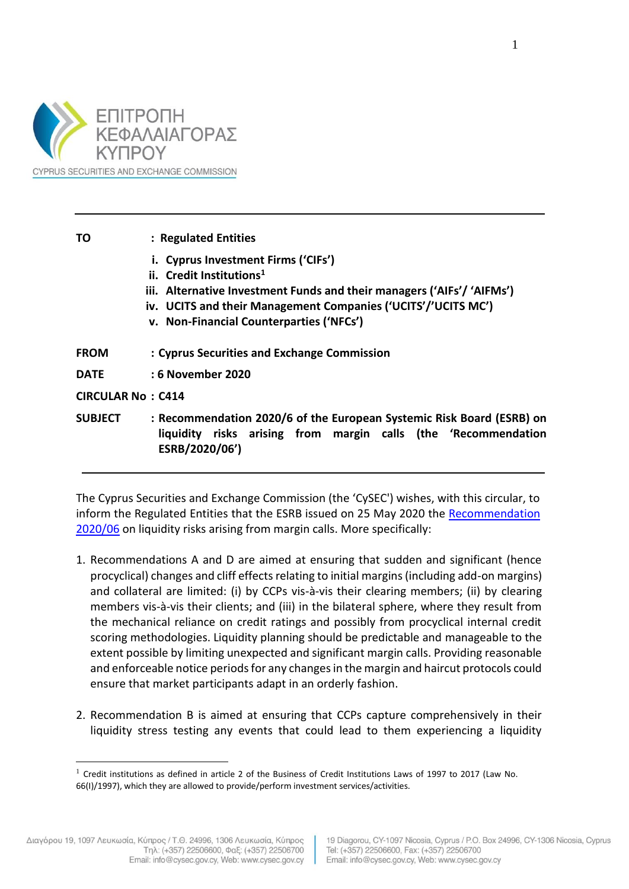ΕΠΙΤΡΟΠΗ ΚΕΦΑΛΑΙΑΓΟΡΑΣ ΚΥΠΡΟΥ

CYPRUS SECURITIES AND EXCHANGE COMMISSION

---

| | |
|---|---|
| **TO** | **: Regulated Entities** |
| | **i. Cyprus Investment Firms ('CIFs')** |
| | **ii. Credit Institutions[1]** |
| | **iii. Alternative Investment Funds and their managers ('AIFs'/ 'AIFMs')** |
| | **iv. UCITS and their Management Companies ('UCITS'/'UCITS MC')** |
| | **v. Non-Financial Counterparties ('NFCs')** |
| **FROM** | **: Cyprus Securities and Exchange Commission** |
| **DATE** | **: 6 November 2020** |
| **CIRCULAR No** | **: C414** |
| **SUBJECT** | **: Recommendation 2020/6 of the European Systemic Risk Board (ESRB) on liquidity risks arising from margin calls (the 'Recommendation ESRB/2020/06')** |

---

The Cyprus Securities and Exchange Commission (the 'CySEC') wishes, with this circular, to inform the Regulated Entities that the ESRB issued on 25 May 2020 the Recommendation 2020/06 on liquidity risks arising from margin calls. More specifically:

1. Recommendations A and D are aimed at ensuring that sudden and significant (hence procyclical) changes and cliff effects relating to initial margins (including add-on margins) and collateral are limited: (i) by CCPs vis-à-vis their clearing members; (ii) by clearing members vis-à-vis their clients; and (iii) in the bilateral sphere, where they result from the mechanical reliance on credit ratings and possibly from procyclical internal credit scoring methodologies. Liquidity planning should be predictable and manageable to the extent possible by limiting unexpected and significant margin calls. Providing reasonable and enforceable notice periods for any changes in the margin and haircut protocols could ensure that market participants adapt in an orderly fashion.

2. Recommendation B is aimed at ensuring that CCPs capture comprehensively in their liquidity stress testing any events that could lead to them experiencing a liquidity

---

[1] Credit institutions as defined in article 2 of the Business of Credit Institutions Laws of 1997 to 2017 (Law No. 66(I)/1997), which they are allowed to provide/perform investment services/activities.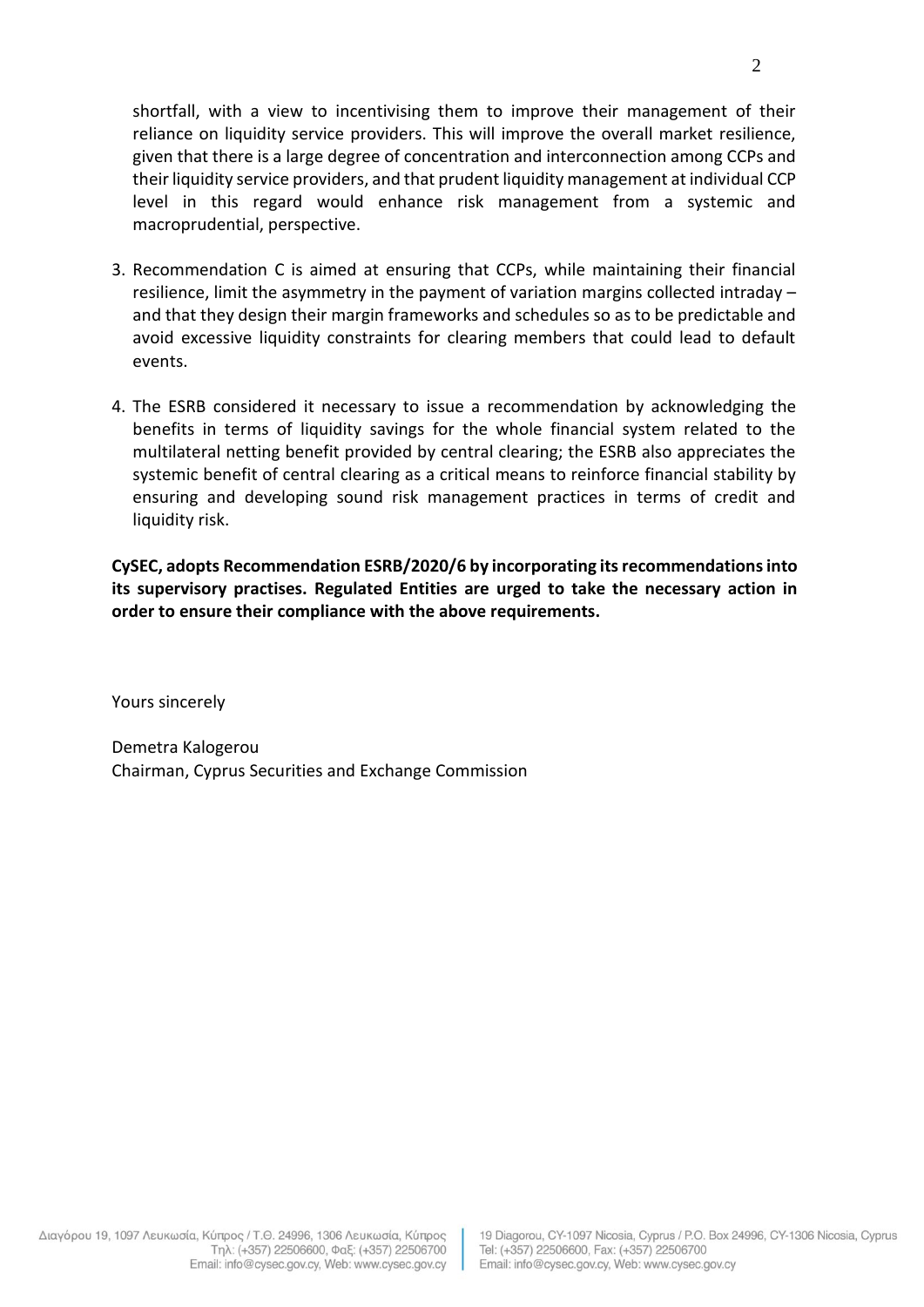shortfall, with a view to incentivising them to improve their management of their reliance on liquidity service providers. This will improve the overall market resilience, given that there is a large degree of concentration and interconnection among CCPs and their liquidity service providers, and that prudent liquidity management at individual CCP level in this regard would enhance risk management from a systemic and macroprudential, perspective.

3. Recommendation C is aimed at ensuring that CCPs, while maintaining their financial resilience, limit the asymmetry in the payment of variation margins collected intraday – and that they design their margin frameworks and schedules so as to be predictable and avoid excessive liquidity constraints for clearing members that could lead to default events.

4. The ESRB considered it necessary to issue a recommendation by acknowledging the benefits in terms of liquidity savings for the whole financial system related to the multilateral netting benefit provided by central clearing; the ESRB also appreciates the systemic benefit of central clearing as a critical means to reinforce financial stability by ensuring and developing sound risk management practices in terms of credit and liquidity risk.

**CySEC, adopts Recommendation ESRB/2020/6 by incorporating its recommendations into its supervisory practises. Regulated Entities are urged to take the necessary action in order to ensure their compliance with the above requirements.**

Yours sincerely

Demetra Kalogerou
Chairman, Cyprus Securities and Exchange Commission